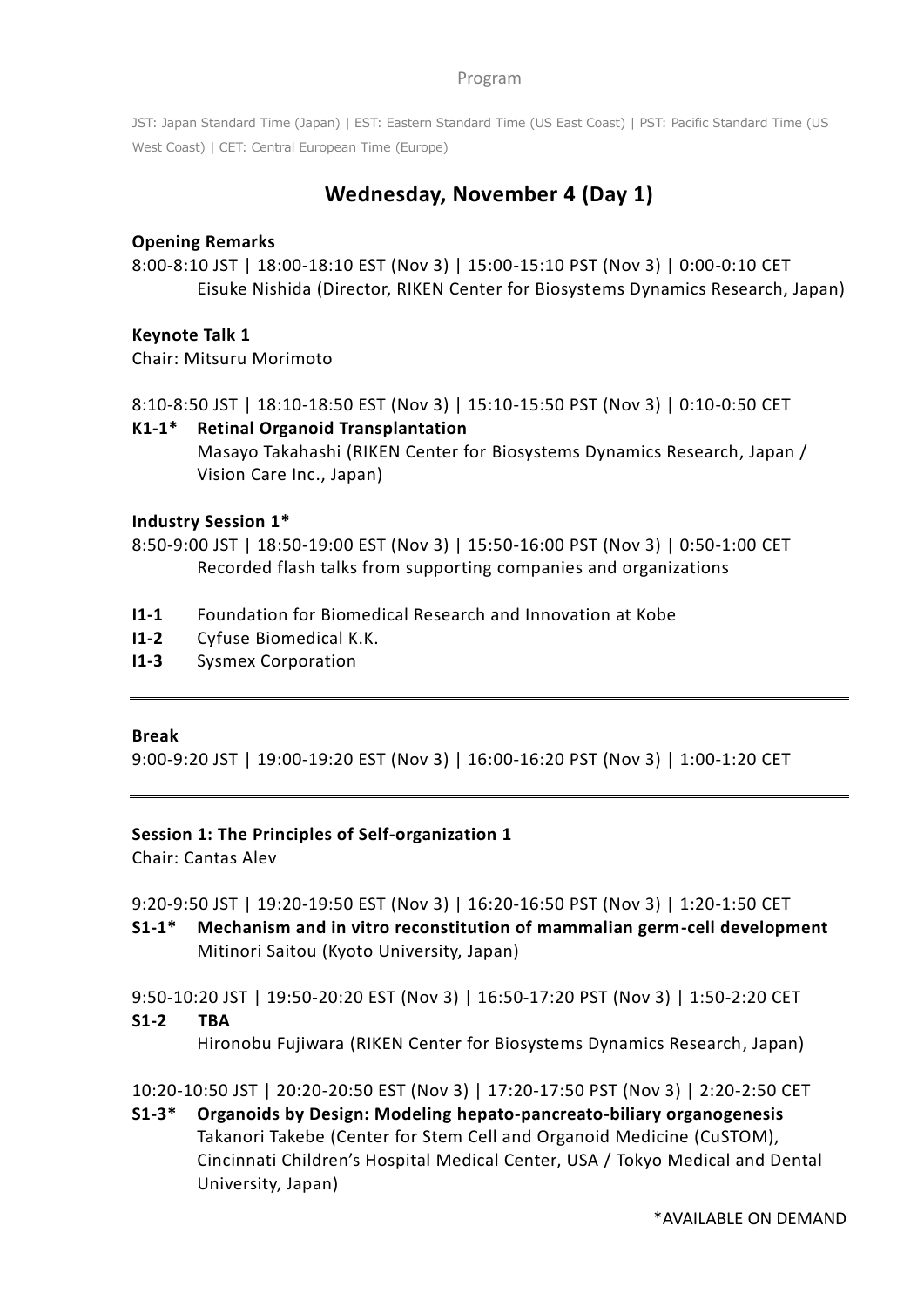Program

JST: Japan Standard Time (Japan) | EST: Eastern Standard Time (US East Coast) | PST: Pacific Standard Time (US West Coast) | CET: Central European Time (Europe)

## Wednesday, November 4 (Day 1)

**Opening Remarks**

8:00-8:10 JST | 18:00-18:10 EST (Nov 3) | 15:00-15:10 PST (Nov 3) | 0:00-0:10 CET

Eisuke Nishida (Director, RIKEN Center for Biosystems Dynamics Research, Japan)

**Keynote Talk 1**

Chair: Mitsuru Morimoto

8:10-8:50 JST | 18:10-18:50 EST (Nov 3) | 15:10-15:50 PST (Nov 3) | 0:10-0:50 CET

**K1-1* Retinal Organoid Transplantation**
Masayo Takahashi (RIKEN Center for Biosystems Dynamics Research, Japan / Vision Care Inc., Japan)

**Industry Session 1***

8:50-9:00 JST | 18:50-19:00 EST (Nov 3) | 15:50-16:00 PST (Nov 3) | 0:50-1:00 CET

Recorded flash talks from supporting companies and organizations

**I1-1** Foundation for Biomedical Research and Innovation at Kobe
**I1-2** Cyfuse Biomedical K.K.
**I1-3** Sysmex Corporation

---

**Break**

9:00-9:20 JST | 19:00-19:20 EST (Nov 3) | 16:00-16:20 PST (Nov 3) | 1:00-1:20 CET

---

**Session 1: The Principles of Self-organization 1**

Chair: Cantas Alev

9:20-9:50 JST | 19:20-19:50 EST (Nov 3) | 16:20-16:50 PST (Nov 3) | 1:20-1:50 CET

**S1-1* Mechanism and in vitro reconstitution of mammalian germ-cell development**
Mitinori Saitou (Kyoto University, Japan)

9:50-10:20 JST | 19:50-20:20 EST (Nov 3) | 16:50-17:20 PST (Nov 3) | 1:50-2:20 CET

**S1-2 TBA**
Hironobu Fujiwara (RIKEN Center for Biosystems Dynamics Research, Japan)

10:20-10:50 JST | 20:20-20:50 EST (Nov 3) | 17:20-17:50 PST (Nov 3) | 2:20-2:50 CET

**S1-3* Organoids by Design: Modeling hepato-pancreato-biliary organogenesis**
Takanori Takebe (Center for Stem Cell and Organoid Medicine (CuSTOM), Cincinnati Children's Hospital Medical Center, USA / Tokyo Medical and Dental University, Japan)

*AVAILABLE ON DEMAND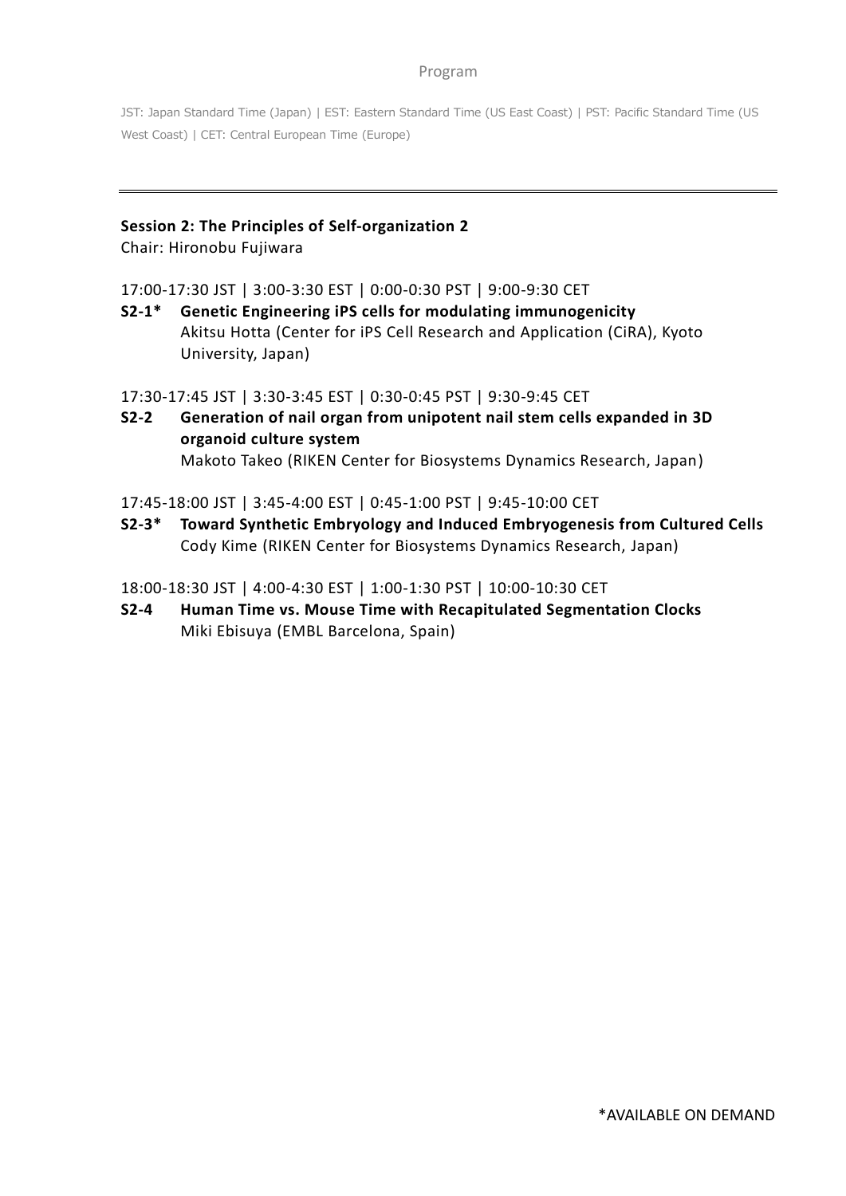Program

JST: Japan Standard Time (Japan) | EST: Eastern Standard Time (US East Coast) | PST: Pacific Standard Time (US West Coast) | CET: Central European Time (Europe)

---

**Session 2: The Principles of Self-organization 2**
Chair: Hironobu Fujiwara

17:00-17:30 JST | 3:00-3:30 EST | 0:00-0:30 PST | 9:00-9:30 CET

**S2-1*** **Genetic Engineering iPS cells for modulating immunogenicity**
Akitsu Hotta (Center for iPS Cell Research and Application (CiRA), Kyoto University, Japan)

17:30-17:45 JST | 3:30-3:45 EST | 0:30-0:45 PST | 9:30-9:45 CET

**S2-2** **Generation of nail organ from unipotent nail stem cells expanded in 3D organoid culture system**
Makoto Takeo (RIKEN Center for Biosystems Dynamics Research, Japan)

17:45-18:00 JST | 3:45-4:00 EST | 0:45-1:00 PST | 9:45-10:00 CET

**S2-3*** **Toward Synthetic Embryology and Induced Embryogenesis from Cultured Cells**
Cody Kime (RIKEN Center for Biosystems Dynamics Research, Japan)

18:00-18:30 JST | 4:00-4:30 EST | 1:00-1:30 PST | 10:00-10:30 CET

**S2-4** **Human Time vs. Mouse Time with Recapitulated Segmentation Clocks**
Miki Ebisuya (EMBL Barcelona, Spain)

*AVAILABLE ON DEMAND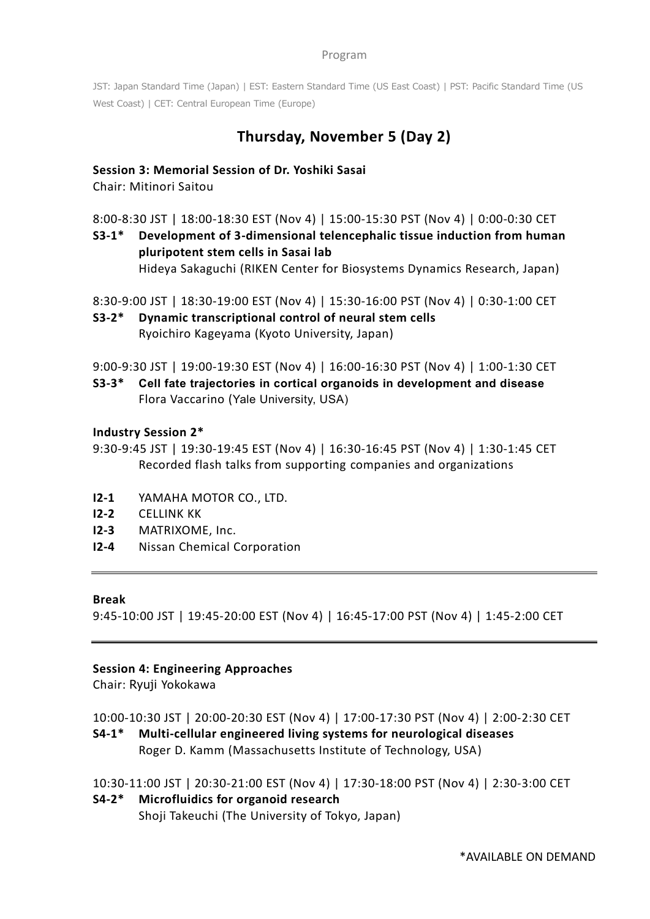Program

JST: Japan Standard Time (Japan) | EST: Eastern Standard Time (US East Coast) | PST: Pacific Standard Time (US West Coast) | CET: Central European Time (Europe)

## Thursday, November 5 (Day 2)

**Session 3: Memorial Session of Dr. Yoshiki Sasai**
Chair: Mitinori Saitou

8:00-8:30 JST | 18:00-18:30 EST (Nov 4) | 15:00-15:30 PST (Nov 4) | 0:00-0:30 CET

**S3-1*** **Development of 3-dimensional telencephalic tissue induction from human pluripotent stem cells in Sasai lab**
Hideya Sakaguchi (RIKEN Center for Biosystems Dynamics Research, Japan)

8:30-9:00 JST | 18:30-19:00 EST (Nov 4) | 15:30-16:00 PST (Nov 4) | 0:30-1:00 CET

**S3-2*** **Dynamic transcriptional control of neural stem cells**
Ryoichiro Kageyama (Kyoto University, Japan)

9:00-9:30 JST | 19:00-19:30 EST (Nov 4) | 16:00-16:30 PST (Nov 4) | 1:00-1:30 CET

**S3-3*** **Cell fate trajectories in cortical organoids in development and disease**
Flora Vaccarino (Yale University, USA)

**Industry Session 2***
9:30-9:45 JST | 19:30-19:45 EST (Nov 4) | 16:30-16:45 PST (Nov 4) | 1:30-1:45 CET
Recorded flash talks from supporting companies and organizations

**I2-1** YAMAHA MOTOR CO., LTD.
**I2-2** CELLINK KK
**I2-3** MATRIXOME, Inc.
**I2-4** Nissan Chemical Corporation

---

**Break**
9:45-10:00 JST | 19:45-20:00 EST (Nov 4) | 16:45-17:00 PST (Nov 4) | 1:45-2:00 CET

---

**Session 4: Engineering Approaches**
Chair: Ryuji Yokokawa

10:00-10:30 JST | 20:00-20:30 EST (Nov 4) | 17:00-17:30 PST (Nov 4) | 2:00-2:30 CET

**S4-1*** **Multi-cellular engineered living systems for neurological diseases**
Roger D. Kamm (Massachusetts Institute of Technology, USA)

10:30-11:00 JST | 20:30-21:00 EST (Nov 4) | 17:30-18:00 PST (Nov 4) | 2:30-3:00 CET

**S4-2*** **Microfluidics for organoid research**
Shoji Takeuchi (The University of Tokyo, Japan)

*AVAILABLE ON DEMAND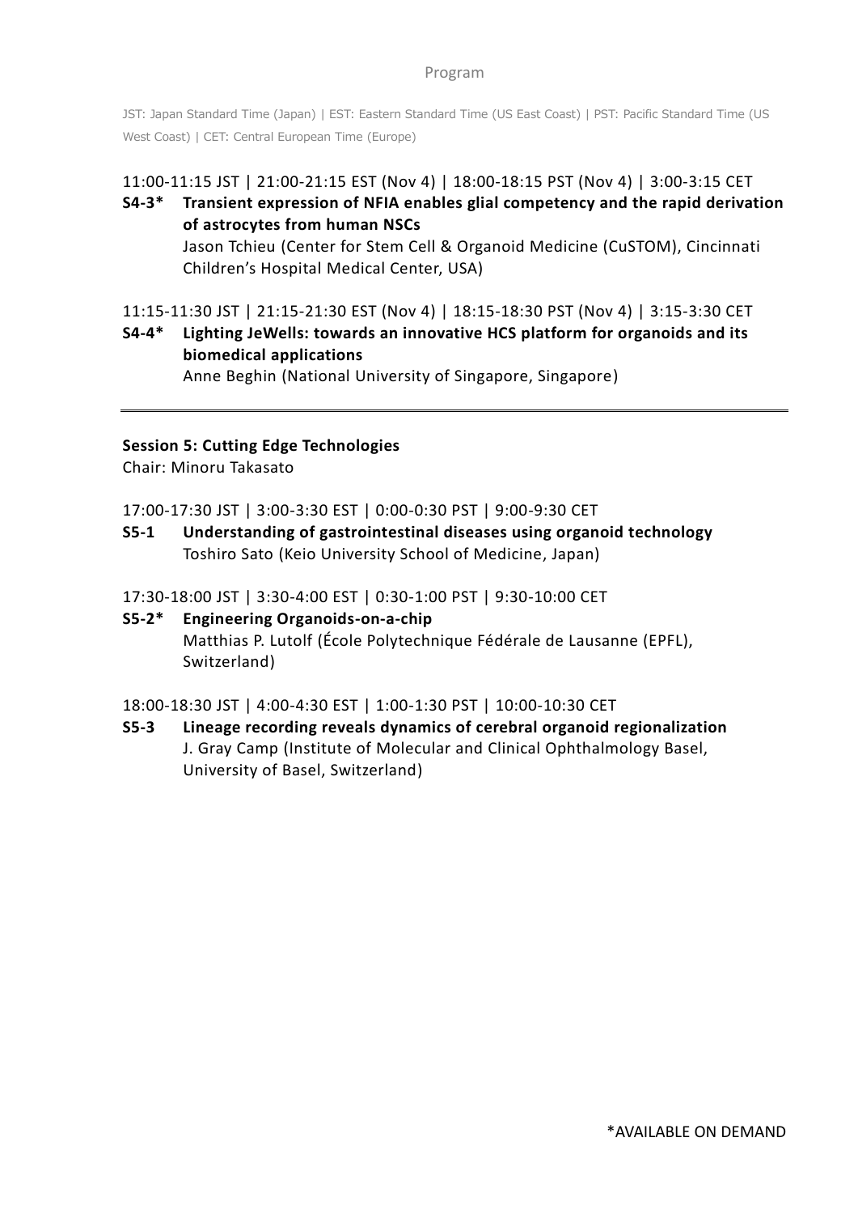Program

JST: Japan Standard Time (Japan) | EST: Eastern Standard Time (US East Coast) | PST: Pacific Standard Time (US West Coast) | CET: Central European Time (Europe)

11:00-11:15 JST | 21:00-21:15 EST (Nov 4) | 18:00-18:15 PST (Nov 4) | 3:00-3:15 CET

**S4-3*** **Transient expression of NFIA enables glial competency and the rapid derivation of astrocytes from human NSCs**
Jason Tchieu (Center for Stem Cell & Organoid Medicine (CuSTOM), Cincinnati Children's Hospital Medical Center, USA)

11:15-11:30 JST | 21:15-21:30 EST (Nov 4) | 18:15-18:30 PST (Nov 4) | 3:15-3:30 CET

**S4-4*** **Lighting JeWells: towards an innovative HCS platform for organoids and its biomedical applications**
Anne Beghin (National University of Singapore, Singapore)

---

**Session 5: Cutting Edge Technologies**
Chair: Minoru Takasato

17:00-17:30 JST | 3:00-3:30 EST | 0:00-0:30 PST | 9:00-9:30 CET

**S5-1** **Understanding of gastrointestinal diseases using organoid technology**
Toshiro Sato (Keio University School of Medicine, Japan)

17:30-18:00 JST | 3:30-4:00 EST | 0:30-1:00 PST | 9:30-10:00 CET

**S5-2*** **Engineering Organoids-on-a-chip**
Matthias P. Lutolf (École Polytechnique Fédérale de Lausanne (EPFL), Switzerland)

18:00-18:30 JST | 4:00-4:30 EST | 1:00-1:30 PST | 10:00-10:30 CET

**S5-3** **Lineage recording reveals dynamics of cerebral organoid regionalization**
J. Gray Camp (Institute of Molecular and Clinical Ophthalmology Basel, University of Basel, Switzerland)

*AVAILABLE ON DEMAND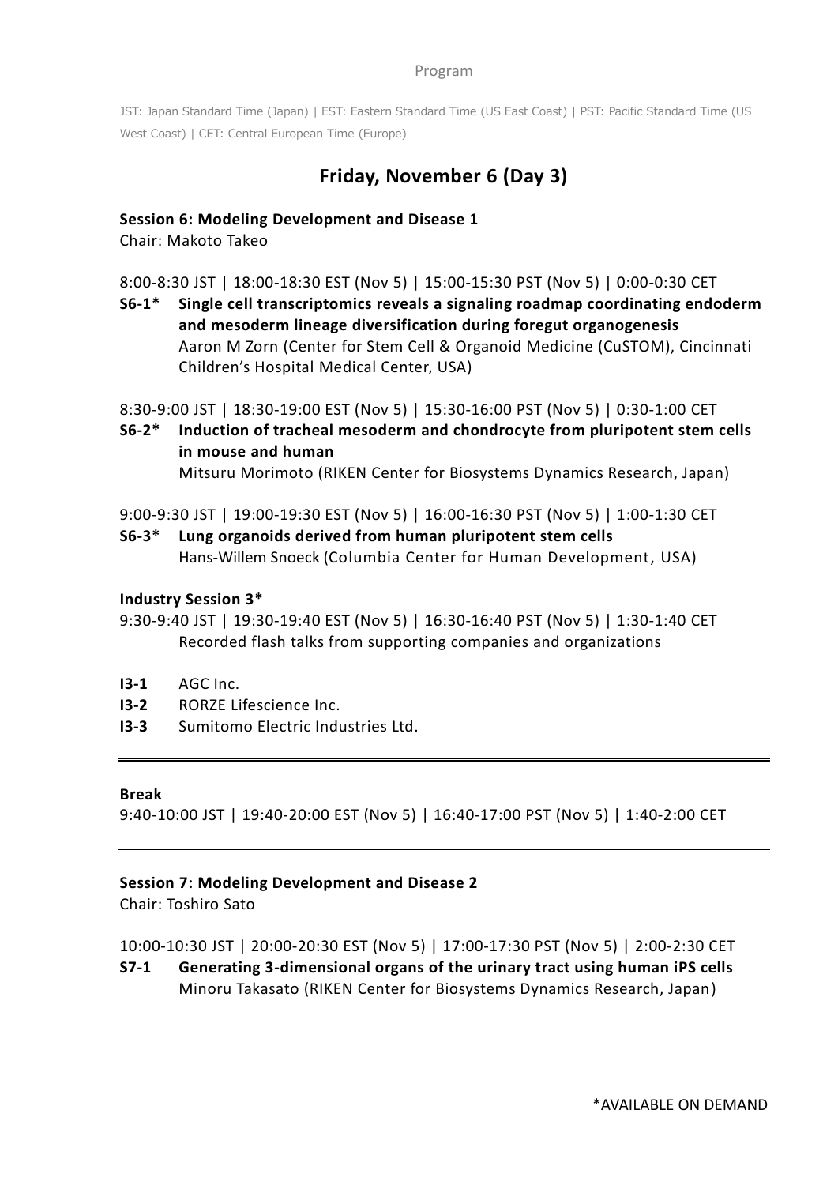Program

JST: Japan Standard Time (Japan) | EST: Eastern Standard Time (US East Coast) | PST: Pacific Standard Time (US West Coast) | CET: Central European Time (Europe)

## Friday, November 6 (Day 3)

**Session 6: Modeling Development and Disease 1**
Chair: Makoto Takeo

8:00-8:30 JST | 18:00-18:30 EST (Nov 5) | 15:00-15:30 PST (Nov 5) | 0:00-0:30 CET

**S6-1*** **Single cell transcriptomics reveals a signaling roadmap coordinating endoderm and mesoderm lineage diversification during foregut organogenesis**
Aaron M Zorn (Center for Stem Cell & Organoid Medicine (CuSTOM), Cincinnati Children's Hospital Medical Center, USA)

8:30-9:00 JST | 18:30-19:00 EST (Nov 5) | 15:30-16:00 PST (Nov 5) | 0:30-1:00 CET

**S6-2*** **Induction of tracheal mesoderm and chondrocyte from pluripotent stem cells in mouse and human**
Mitsuru Morimoto (RIKEN Center for Biosystems Dynamics Research, Japan)

9:00-9:30 JST | 19:00-19:30 EST (Nov 5) | 16:00-16:30 PST (Nov 5) | 1:00-1:30 CET

**S6-3*** **Lung organoids derived from human pluripotent stem cells**
Hans-Willem Snoeck (Columbia Center for Human Development, USA)

**Industry Session 3***

9:30-9:40 JST | 19:30-19:40 EST (Nov 5) | 16:30-16:40 PST (Nov 5) | 1:30-1:40 CET
Recorded flash talks from supporting companies and organizations

**I3-1** AGC Inc.
**I3-2** RORZE Lifescience Inc.
**I3-3** Sumitomo Electric Industries Ltd.

---

**Break**
9:40-10:00 JST | 19:40-20:00 EST (Nov 5) | 16:40-17:00 PST (Nov 5) | 1:40-2:00 CET

---

**Session 7: Modeling Development and Disease 2**
Chair: Toshiro Sato

10:00-10:30 JST | 20:00-20:30 EST (Nov 5) | 17:00-17:30 PST (Nov 5) | 2:00-2:30 CET

**S7-1** **Generating 3-dimensional organs of the urinary tract using human iPS cells**
Minoru Takasato (RIKEN Center for Biosystems Dynamics Research, Japan)

*AVAILABLE ON DEMAND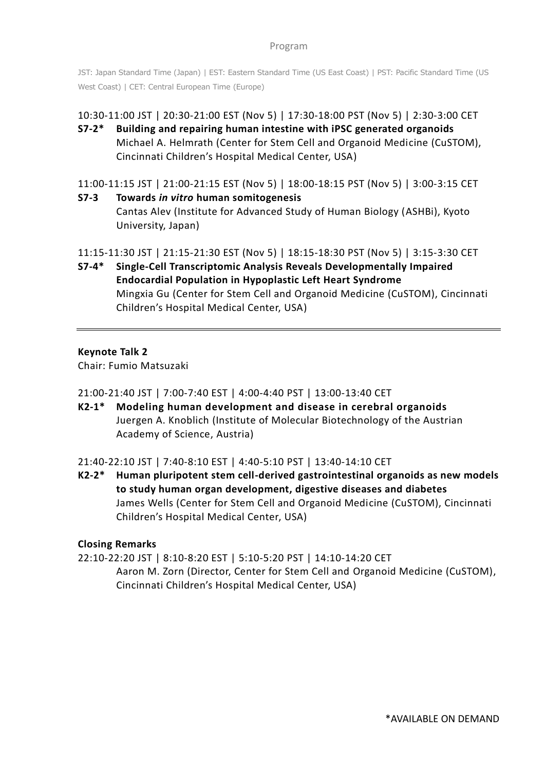Program

JST: Japan Standard Time (Japan) | EST: Eastern Standard Time (US East Coast) | PST: Pacific Standard Time (US West Coast) | CET: Central European Time (Europe)

10:30-11:00 JST | 20:30-21:00 EST (Nov 5) | 17:30-18:00 PST (Nov 5) | 2:30-3:00 CET

**S7-2*** **Building and repairing human intestine with iPSC generated organoids**
Michael A. Helmrath (Center for Stem Cell and Organoid Medicine (CuSTOM), Cincinnati Children's Hospital Medical Center, USA)

11:00-11:15 JST | 21:00-21:15 EST (Nov 5) | 18:00-18:15 PST (Nov 5) | 3:00-3:15 CET

**S7-3** **Towards *in vitro* human somitogenesis**
Cantas Alev (Institute for Advanced Study of Human Biology (ASHBi), Kyoto University, Japan)

11:15-11:30 JST | 21:15-21:30 EST (Nov 5) | 18:15-18:30 PST (Nov 5) | 3:15-3:30 CET

**S7-4*** **Single-Cell Transcriptomic Analysis Reveals Developmentally Impaired Endocardial Population in Hypoplastic Left Heart Syndrome**
Mingxia Gu (Center for Stem Cell and Organoid Medicine (CuSTOM), Cincinnati Children's Hospital Medical Center, USA)

---

**Keynote Talk 2**
Chair: Fumio Matsuzaki

21:00-21:40 JST | 7:00-7:40 EST | 4:00-4:40 PST | 13:00-13:40 CET

**K2-1*** **Modeling human development and disease in cerebral organoids**
Juergen A. Knoblich (Institute of Molecular Biotechnology of the Austrian Academy of Science, Austria)

21:40-22:10 JST | 7:40-8:10 EST | 4:40-5:10 PST | 13:40-14:10 CET

**K2-2*** **Human pluripotent stem cell-derived gastrointestinal organoids as new models to study human organ development, digestive diseases and diabetes**
James Wells (Center for Stem Cell and Organoid Medicine (CuSTOM), Cincinnati Children's Hospital Medical Center, USA)

**Closing Remarks**

22:10-22:20 JST | 8:10-8:20 EST | 5:10-5:20 PST | 14:10-14:20 CET
Aaron M. Zorn (Director, Center for Stem Cell and Organoid Medicine (CuSTOM), Cincinnati Children's Hospital Medical Center, USA)

*AVAILABLE ON DEMAND